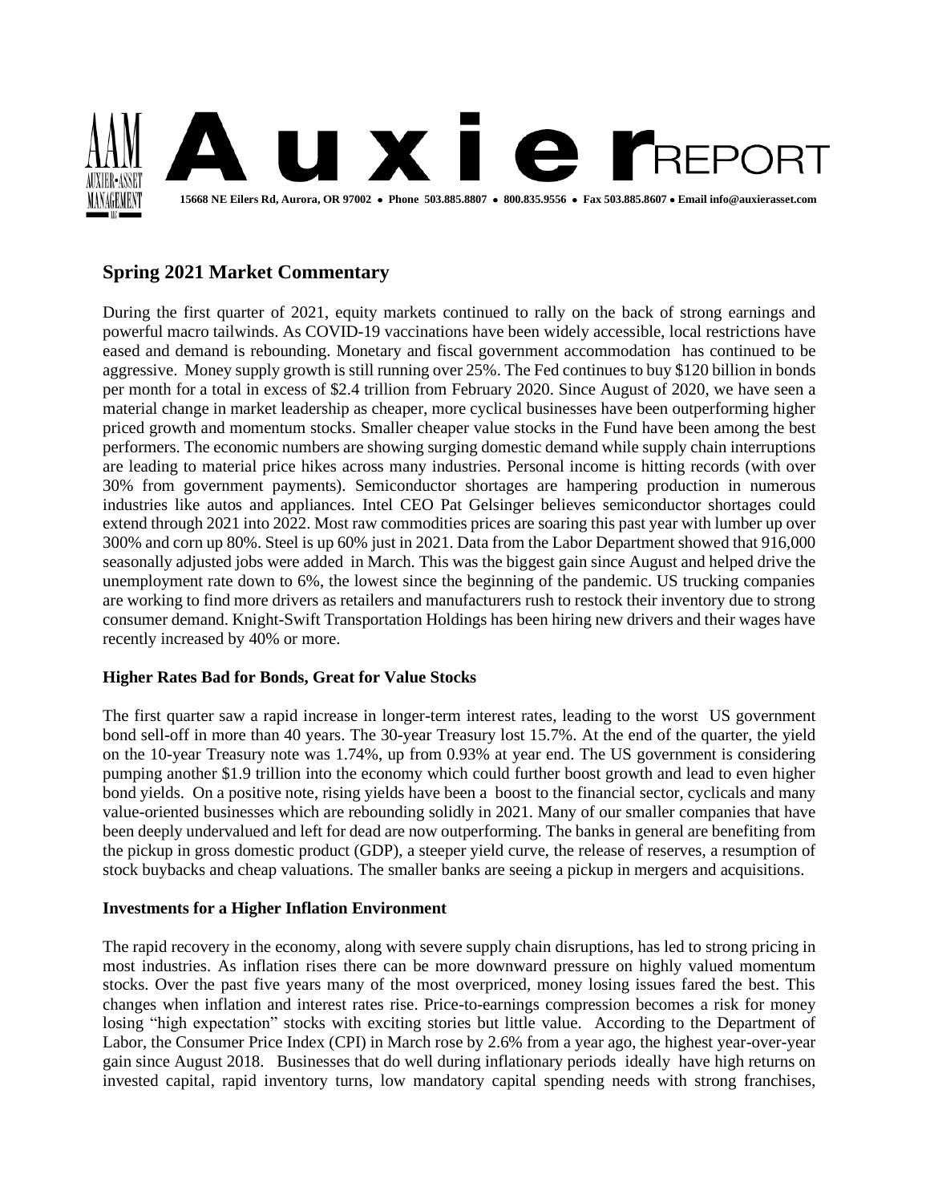# Auxier REPORT

**15668 NE Eilers Rd, Aurora, OR 97002 • Phone 503.885.8807 • 800.835.9556 • Fax 503.885.8607 • Email info@auxierasset.com**

## Spring 2021 Market Commentary

During the first quarter of 2021, equity markets continued to rally on the back of strong earnings and powerful macro tailwinds. As COVID-19 vaccinations have been widely accessible, local restrictions have eased and demand is rebounding. Monetary and fiscal government accommodation has continued to be aggressive. Money supply growth is still running over 25%. The Fed continues to buy $120 billion in bonds per month for a total in excess of $2.4 trillion from February 2020. Since August of 2020, we have seen a material change in market leadership as cheaper, more cyclical businesses have been outperforming higher priced growth and momentum stocks. Smaller cheaper value stocks in the Fund have been among the best performers. The economic numbers are showing surging domestic demand while supply chain interruptions are leading to material price hikes across many industries. Personal income is hitting records (with over 30% from government payments). Semiconductor shortages are hampering production in numerous industries like autos and appliances. Intel CEO Pat Gelsinger believes semiconductor shortages could extend through 2021 into 2022. Most raw commodities prices are soaring this past year with lumber up over 300% and corn up 80%. Steel is up 60% just in 2021. Data from the Labor Department showed that 916,000 seasonally adjusted jobs were added in March. This was the biggest gain since August and helped drive the unemployment rate down to 6%, the lowest since the beginning of the pandemic. US trucking companies are working to find more drivers as retailers and manufacturers rush to restock their inventory due to strong consumer demand. Knight-Swift Transportation Holdings has been hiring new drivers and their wages have recently increased by 40% or more.

### Higher Rates Bad for Bonds, Great for Value Stocks

The first quarter saw a rapid increase in longer-term interest rates, leading to the worst US government bond sell-off in more than 40 years. The 30-year Treasury lost 15.7%. At the end of the quarter, the yield on the 10-year Treasury note was 1.74%, up from 0.93% at year end. The US government is considering pumping another $1.9 trillion into the economy which could further boost growth and lead to even higher bond yields. On a positive note, rising yields have been a boost to the financial sector, cyclicals and many value-oriented businesses which are rebounding solidly in 2021. Many of our smaller companies that have been deeply undervalued and left for dead are now outperforming. The banks in general are benefiting from the pickup in gross domestic product (GDP), a steeper yield curve, the release of reserves, a resumption of stock buybacks and cheap valuations. The smaller banks are seeing a pickup in mergers and acquisitions.

### Investments for a Higher Inflation Environment

The rapid recovery in the economy, along with severe supply chain disruptions, has led to strong pricing in most industries. As inflation rises there can be more downward pressure on highly valued momentum stocks. Over the past five years many of the most overpriced, money losing issues fared the best. This changes when inflation and interest rates rise. Price-to-earnings compression becomes a risk for money losing "high expectation" stocks with exciting stories but little value. According to the Department of Labor, the Consumer Price Index (CPI) in March rose by 2.6% from a year ago, the highest year-over-year gain since August 2018. Businesses that do well during inflationary periods ideally have high returns on invested capital, rapid inventory turns, low mandatory capital spending needs with strong franchises,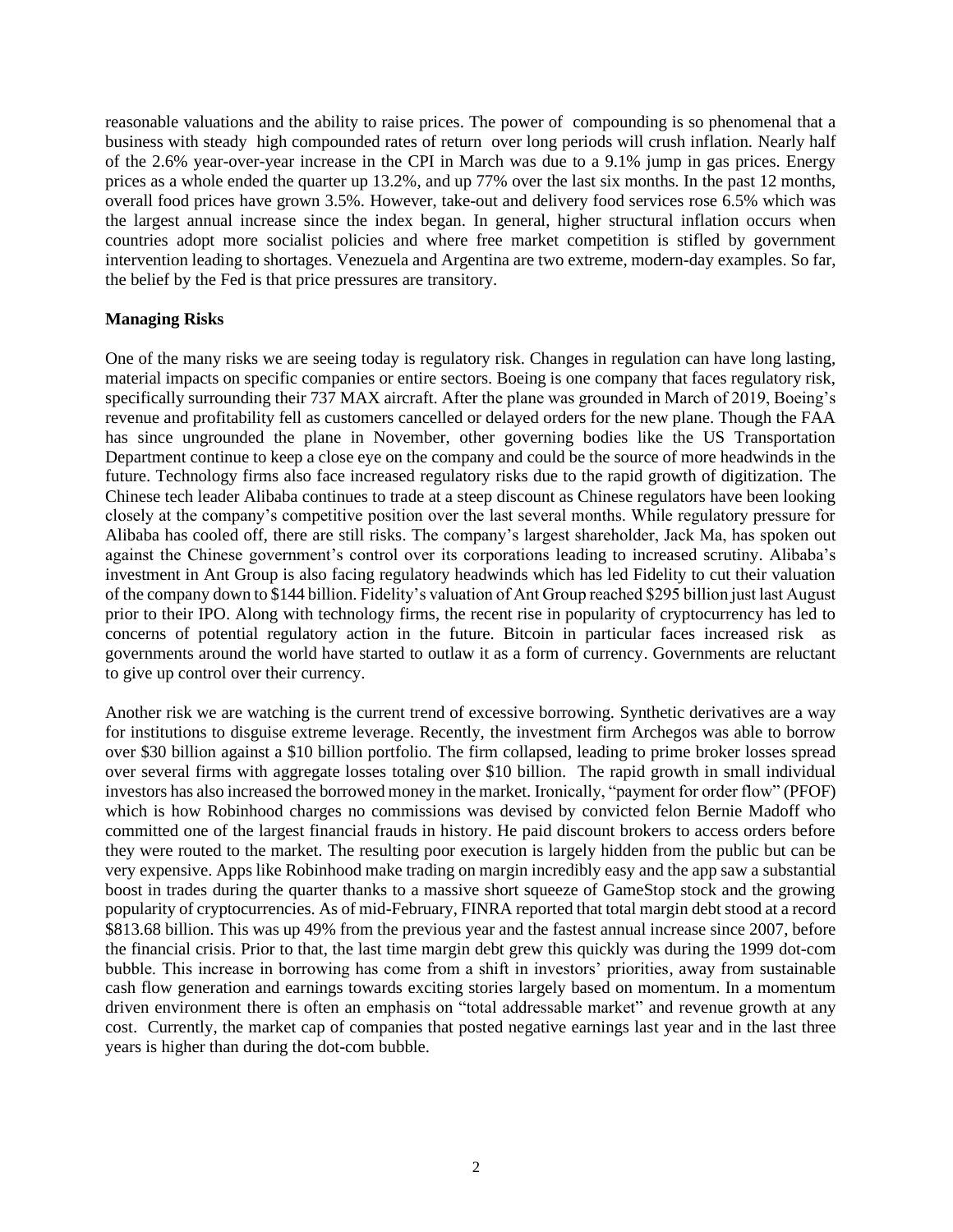reasonable valuations and the ability to raise prices. The power of compounding is so phenomenal that a business with steady high compounded rates of return over long periods will crush inflation. Nearly half of the 2.6% year-over-year increase in the CPI in March was due to a 9.1% jump in gas prices. Energy prices as a whole ended the quarter up 13.2%, and up 77% over the last six months. In the past 12 months, overall food prices have grown 3.5%. However, take-out and delivery food services rose 6.5% which was the largest annual increase since the index began. In general, higher structural inflation occurs when countries adopt more socialist policies and where free market competition is stifled by government intervention leading to shortages. Venezuela and Argentina are two extreme, modern-day examples. So far, the belief by the Fed is that price pressures are transitory.

**Managing Risks**

One of the many risks we are seeing today is regulatory risk. Changes in regulation can have long lasting, material impacts on specific companies or entire sectors. Boeing is one company that faces regulatory risk, specifically surrounding their 737 MAX aircraft. After the plane was grounded in March of 2019, Boeing's revenue and profitability fell as customers cancelled or delayed orders for the new plane. Though the FAA has since ungrounded the plane in November, other governing bodies like the US Transportation Department continue to keep a close eye on the company and could be the source of more headwinds in the future. Technology firms also face increased regulatory risks due to the rapid growth of digitization. The Chinese tech leader Alibaba continues to trade at a steep discount as Chinese regulators have been looking closely at the company's competitive position over the last several months. While regulatory pressure for Alibaba has cooled off, there are still risks. The company's largest shareholder, Jack Ma, has spoken out against the Chinese government's control over its corporations leading to increased scrutiny. Alibaba's investment in Ant Group is also facing regulatory headwinds which has led Fidelity to cut their valuation of the company down to $144 billion. Fidelity's valuation of Ant Group reached $295 billion just last August prior to their IPO. Along with technology firms, the recent rise in popularity of cryptocurrency has led to concerns of potential regulatory action in the future. Bitcoin in particular faces increased risk as governments around the world have started to outlaw it as a form of currency. Governments are reluctant to give up control over their currency.

Another risk we are watching is the current trend of excessive borrowing. Synthetic derivatives are a way for institutions to disguise extreme leverage. Recently, the investment firm Archegos was able to borrow over $30 billion against a $10 billion portfolio. The firm collapsed, leading to prime broker losses spread over several firms with aggregate losses totaling over $10 billion. The rapid growth in small individual investors has also increased the borrowed money in the market. Ironically, "payment for order flow" (PFOF) which is how Robinhood charges no commissions was devised by convicted felon Bernie Madoff who committed one of the largest financial frauds in history. He paid discount brokers to access orders before they were routed to the market. The resulting poor execution is largely hidden from the public but can be very expensive. Apps like Robinhood make trading on margin incredibly easy and the app saw a substantial boost in trades during the quarter thanks to a massive short squeeze of GameStop stock and the growing popularity of cryptocurrencies. As of mid-February, FINRA reported that total margin debt stood at a record $813.68 billion. This was up 49% from the previous year and the fastest annual increase since 2007, before the financial crisis. Prior to that, the last time margin debt grew this quickly was during the 1999 dot-com bubble. This increase in borrowing has come from a shift in investors' priorities, away from sustainable cash flow generation and earnings towards exciting stories largely based on momentum. In a momentum driven environment there is often an emphasis on "total addressable market" and revenue growth at any cost. Currently, the market cap of companies that posted negative earnings last year and in the last three years is higher than during the dot-com bubble.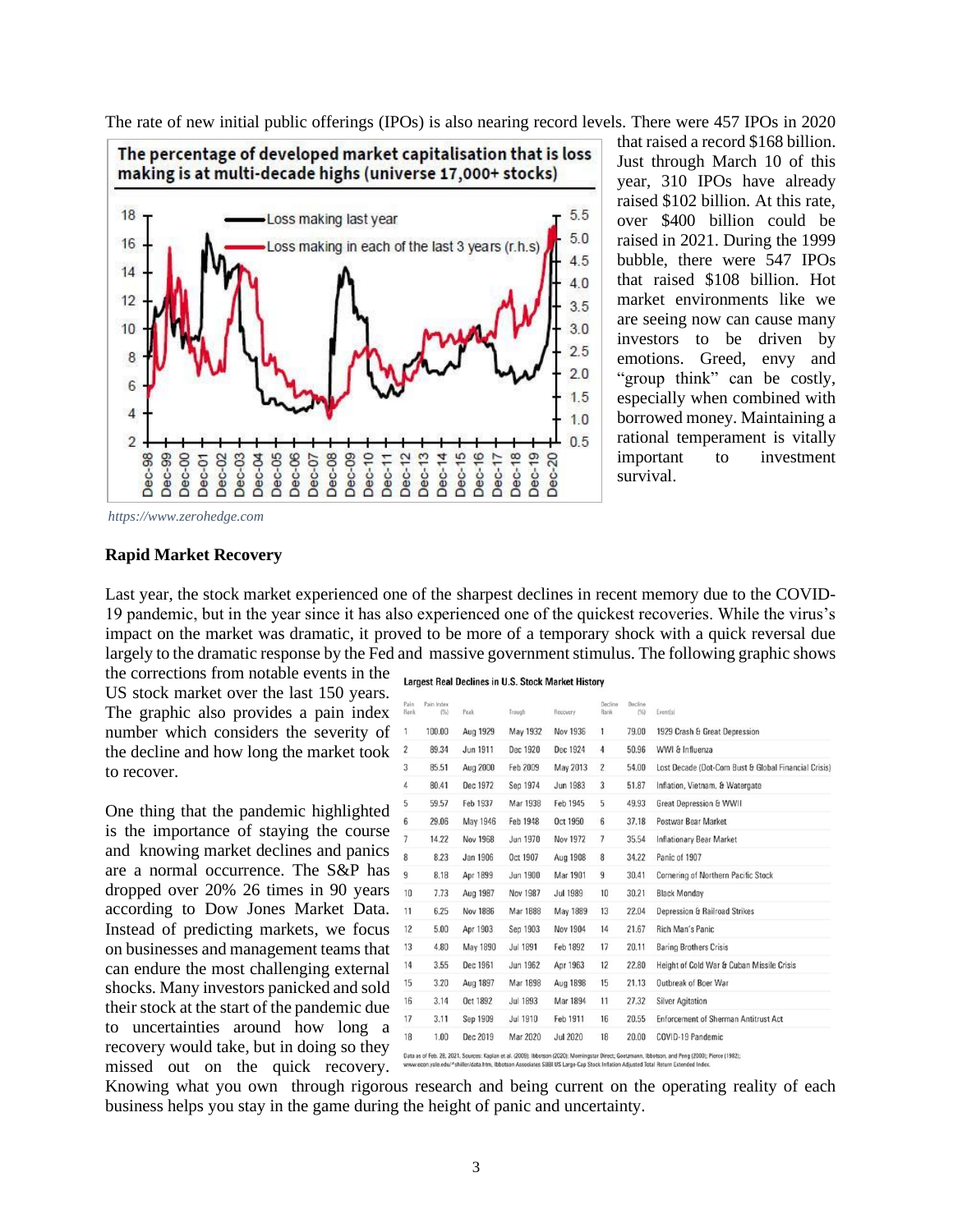The rate of new initial public offerings (IPOs) is also nearing record levels. There were 457 IPOs in 2020 that raised a record $168 billion. Just through March 10 of this year, 310 IPOs have already raised $102 billion. At this rate, over $400 billion could be raised in 2021. During the 1999 bubble, there were 547 IPOs that raised $108 billion. Hot market environments like we are seeing now can cause many investors to be driven by emotions. Greed, envy and "group think" can be costly, especially when combined with borrowed money. Maintaining a rational temperament is vitally important to investment survival.

*https://www.zerohedge.com*

**Rapid Market Recovery**

Last year, the stock market experienced one of the sharpest declines in recent memory due to the COVID-19 pandemic, but in the year since it has also experienced one of the quickest recoveries. While the virus's impact on the market was dramatic, it proved to be more of a temporary shock with a quick reversal due largely to the dramatic response by the Fed and massive government stimulus. The following graphic shows the corrections from notable events in the US stock market over the last 150 years. The graphic also provides a pain index number which considers the severity of the decline and how long the market took to recover.

**Largest Real Declines in U.S. Stock Market History**

| Pain Rank | Pain Index (%) | Peak | Trough | Recovery | Decline Rank | Decline (%) | Event(s) |
|---|---|---|---|---|---|---|---|
| 1 | 100.00 | Aug 1929 | May 1932 | Nov 1936 | 1 | 79.00 | 1929 Crash & Great Depression |
| 2 | 89.34 | Jun 1911 | Dec 1920 | Dec 1924 | 4 | 50.96 | WWI & Influenza |
| 3 | 85.51 | Aug 2000 | Feb 2009 | May 2013 | 2 | 54.00 | Lost Decade (Dot-Com Bust & Global Financial Crisis) |
| 4 | 80.41 | Dec 1972 | Sep 1974 | Jun 1983 | 3 | 51.87 | Inflation, Vietnam, & Watergate |
| 5 | 59.57 | Feb 1937 | Mar 1938 | Feb 1945 | 5 | 49.93 | Great Depression & WWII |
| 6 | 29.06 | May 1946 | Feb 1948 | Oct 1950 | 6 | 37.18 | Postwar Bear Market |
| 7 | 14.22 | Nov 1968 | Jun 1970 | Nov 1972 | 7 | 35.54 | Inflationary Bear Market |
| 8 | 8.23 | Jan 1906 | Oct 1907 | Aug 1908 | 8 | 34.22 | Panic of 1907 |
| 9 | 8.18 | Apr 1899 | Jun 1900 | Mar 1901 | 9 | 30.41 | Cornering of Northern Pacific Stock |
| 10 | 7.73 | Aug 1987 | Nov 1987 | Jul 1989 | 10 | 30.21 | Black Monday |
| 11 | 6.25 | Nov 1886 | Mar 1888 | May 1889 | 13 | 22.04 | Depression & Railroad Strikes |
| 12 | 5.00 | Apr 1903 | Sep 1903 | Nov 1904 | 14 | 21.67 | Rich Man's Panic |
| 13 | 4.80 | May 1890 | Jul 1891 | Feb 1892 | 17 | 20.11 | Baring Brothers Crisis |
| 14 | 3.55 | Dec 1961 | Jun 1962 | Apr 1963 | 12 | 22.80 | Height of Cold War & Cuban Missile Crisis |
| 15 | 3.20 | Aug 1897 | Mar 1898 | Aug 1898 | 15 | 21.13 | Outbreak of Boer War |
| 16 | 3.14 | Oct 1892 | Jul 1893 | Mar 1894 | 11 | 27.32 | Silver Agitation |
| 17 | 3.11 | Sep 1909 | Jul 1910 | Feb 1911 | 16 | 20.55 | Enforcement of Sherman Antitrust Act |
| 18 | 1.00 | Dec 2019 | Mar 2020 | Jul 2020 | 18 | 20.00 | COVID-19 Pandemic |

Data as of Feb. 28, 2021. Sources: Kaplan et al. (2009); Ibbotson (2020); Morningstar Direct; Goetzmann, Ibbotson, and Peng (2000); Pierce (1982); www.econ.yale.edu/~shiller/data.htm, Ibbotson Associates SBBI US Large-Cap Stock Inflation Adjusted Total Return Extended Index.

One thing that the pandemic highlighted is the importance of staying the course and knowing market declines and panics are a normal occurrence. The S&P has dropped over 20% 26 times in 90 years according to Dow Jones Market Data. Instead of predicting markets, we focus on businesses and management teams that can endure the most challenging external shocks. Many investors panicked and sold their stock at the start of the pandemic due to uncertainties around how long a recovery would take, but in doing so they missed out on the quick recovery. Knowing what you own through rigorous research and being current on the operating reality of each business helps you stay in the game during the height of panic and uncertainty.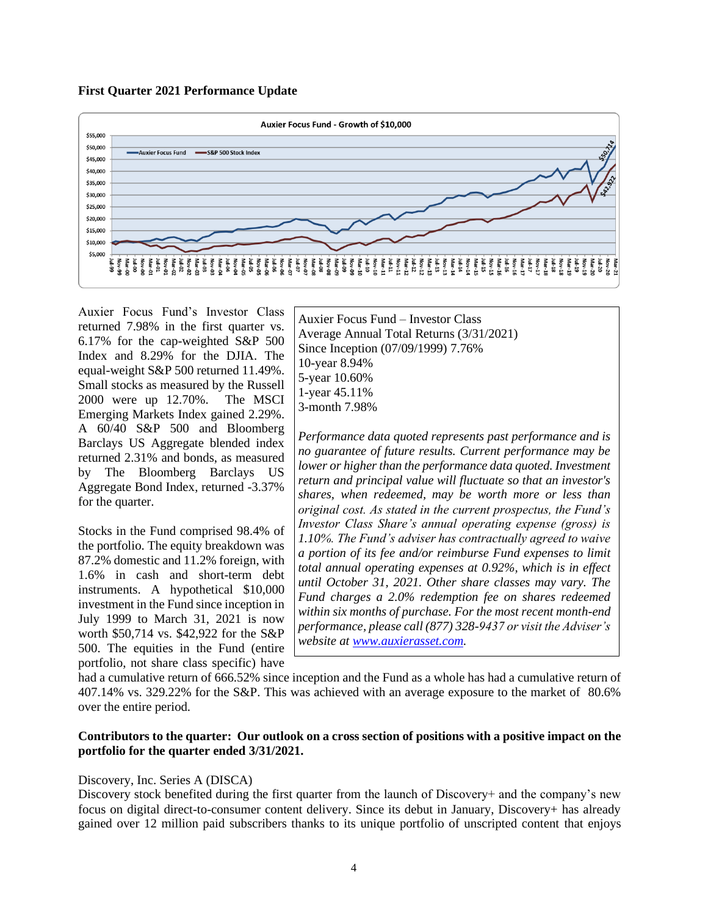**First Quarter 2021 Performance Update**

Auxier Focus Fund's Investor Class returned 7.98% in the first quarter vs. 6.17% for the cap-weighted S&P 500 Index and 8.29% for the DJIA. The equal-weight S&P 500 returned 11.49%. Small stocks as measured by the Russell 2000 were up 12.70%. The MSCI Emerging Markets Index gained 2.29%. A 60/40 S&P 500 and Bloomberg Barclays US Aggregate blended index returned 2.31% and bonds, as measured by The Bloomberg Barclays US Aggregate Bond Index, returned -3.37% for the quarter.

Auxier Focus Fund – Investor Class
Average Annual Total Returns (3/31/2021)
Since Inception (07/09/1999) 7.76%
10-year 8.94%
5-year 10.60%
1-year 45.11%
3-month 7.98%

*Performance data quoted represents past performance and is no guarantee of future results. Current performance may be lower or higher than the performance data quoted. Investment return and principal value will fluctuate so that an investor's shares, when redeemed, may be worth more or less than original cost. As stated in the current prospectus, the Fund's Investor Class Share's annual operating expense (gross) is 1.10%. The Fund's adviser has contractually agreed to waive a portion of its fee and/or reimburse Fund expenses to limit total annual operating expenses at 0.92%, which is in effect until October 31, 2021. Other share classes may vary. The Fund charges a 2.0% redemption fee on shares redeemed within six months of purchase. For the most recent month-end performance, please call (877) 328-9437 or visit the Adviser's website at www.auxierasset.com.*

Stocks in the Fund comprised 98.4% of the portfolio. The equity breakdown was 87.2% domestic and 11.2% foreign, with 1.6% in cash and short-term debt instruments. A hypothetical $10,000 investment in the Fund since inception in July 1999 to March 31, 2021 is now worth $50,714 vs. $42,922 for the S&P 500. The equities in the Fund (entire portfolio, not share class specific) have had a cumulative return of 666.52% since inception and the Fund as a whole has had a cumulative return of 407.14% vs. 329.22% for the S&P. This was achieved with an average exposure to the market of 80.6% over the entire period.

**Contributors to the quarter: Our outlook on a cross section of positions with a positive impact on the portfolio for the quarter ended 3/31/2021.**

Discovery, Inc. Series A (DISCA)
Discovery stock benefited during the first quarter from the launch of Discovery+ and the company's new focus on digital direct-to-consumer content delivery. Since its debut in January, Discovery+ has already gained over 12 million paid subscribers thanks to its unique portfolio of unscripted content that enjoys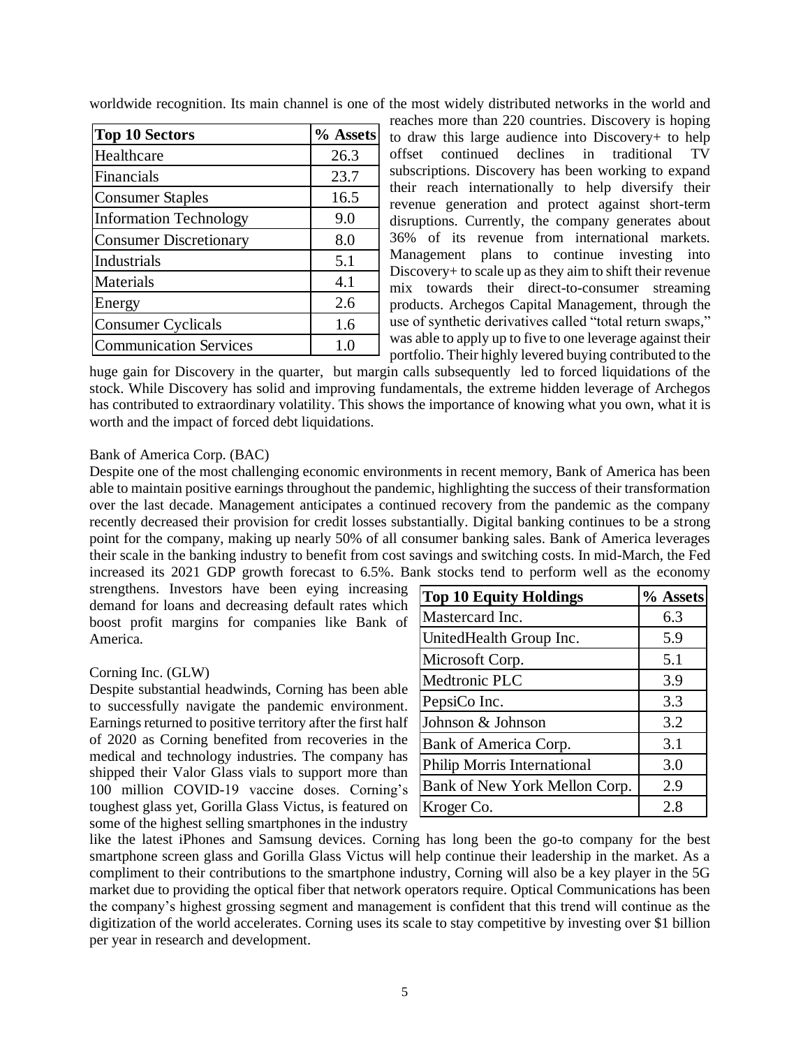worldwide recognition. Its main channel is one of the most widely distributed networks in the world and reaches more than 220 countries. Discovery is hoping to draw this large audience into Discovery+ to help offset continued declines in traditional TV subscriptions. Discovery has been working to expand their reach internationally to help diversify their revenue generation and protect against short-term disruptions. Currently, the company generates about 36% of its revenue from international markets. Management plans to continue investing into Discovery+ to scale up as they aim to shift their revenue mix towards their direct-to-consumer streaming products. Archegos Capital Management, through the use of synthetic derivatives called "total return swaps," was able to apply up to five to one leverage against their portfolio. Their highly levered buying contributed to the huge gain for Discovery in the quarter, but margin calls subsequently led to forced liquidations of the stock. While Discovery has solid and improving fundamentals, the extreme hidden leverage of Archegos has contributed to extraordinary volatility. This shows the importance of knowing what you own, what it is worth and the impact of forced debt liquidations.

| Top 10 Sectors | % Assets |
|---|---|
| Healthcare | 26.3 |
| Financials | 23.7 |
| Consumer Staples | 16.5 |
| Information Technology | 9.0 |
| Consumer Discretionary | 8.0 |
| Industrials | 5.1 |
| Materials | 4.1 |
| Energy | 2.6 |
| Consumer Cyclicals | 1.6 |
| Communication Services | 1.0 |

Bank of America Corp. (BAC)

Despite one of the most challenging economic environments in recent memory, Bank of America has been able to maintain positive earnings throughout the pandemic, highlighting the success of their transformation over the last decade. Management anticipates a continued recovery from the pandemic as the company recently decreased their provision for credit losses substantially. Digital banking continues to be a strong point for the company, making up nearly 50% of all consumer banking sales. Bank of America leverages their scale in the banking industry to benefit from cost savings and switching costs. In mid-March, the Fed increased its 2021 GDP growth forecast to 6.5%. Bank stocks tend to perform well as the economy strengthens. Investors have been eying increasing demand for loans and decreasing default rates which boost profit margins for companies like Bank of America.

| Top 10 Equity Holdings | % Assets |
|---|---|
| Mastercard Inc. | 6.3 |
| UnitedHealth Group Inc. | 5.9 |
| Microsoft Corp. | 5.1 |
| Medtronic PLC | 3.9 |
| PepsiCo Inc. | 3.3 |
| Johnson & Johnson | 3.2 |
| Bank of America Corp. | 3.1 |
| Philip Morris International | 3.0 |
| Bank of New York Mellon Corp. | 2.9 |
| Kroger Co. | 2.8 |

Corning Inc. (GLW)

Despite substantial headwinds, Corning has been able to successfully navigate the pandemic environment. Earnings returned to positive territory after the first half of 2020 as Corning benefited from recoveries in the medical and technology industries. The company has shipped their Valor Glass vials to support more than 100 million COVID-19 vaccine doses. Corning's toughest glass yet, Gorilla Glass Victus, is featured on some of the highest selling smartphones in the industry like the latest iPhones and Samsung devices. Corning has long been the go-to company for the best smartphone screen glass and Gorilla Glass Victus will help continue their leadership in the market. As a compliment to their contributions to the smartphone industry, Corning will also be a key player in the 5G market due to providing the optical fiber that network operators require. Optical Communications has been the company's highest grossing segment and management is confident that this trend will continue as the digitization of the world accelerates. Corning uses its scale to stay competitive by investing over $1 billion per year in research and development.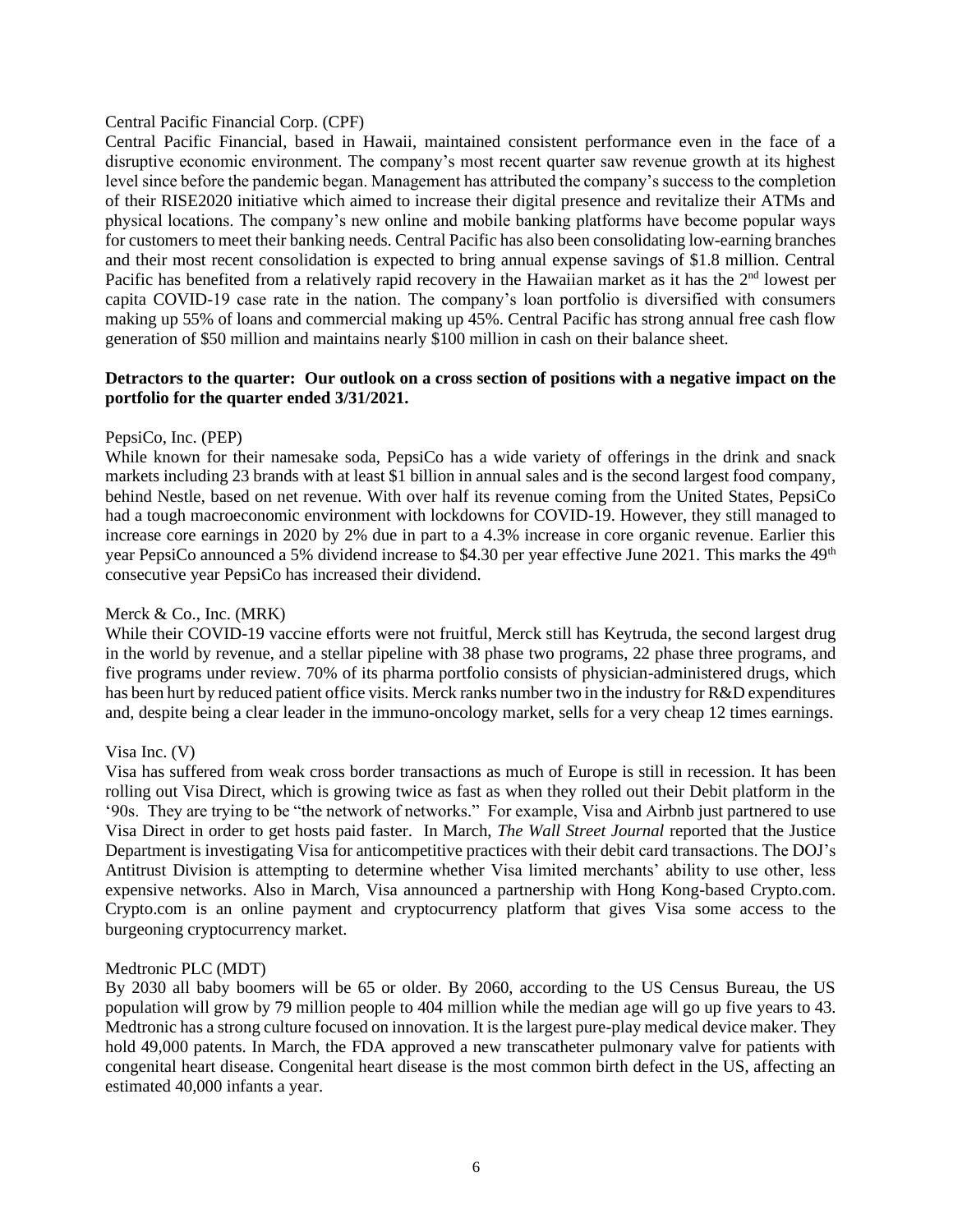Central Pacific Financial Corp. (CPF)

Central Pacific Financial, based in Hawaii, maintained consistent performance even in the face of a disruptive economic environment. The company's most recent quarter saw revenue growth at its highest level since before the pandemic began. Management has attributed the company's success to the completion of their RISE2020 initiative which aimed to increase their digital presence and revitalize their ATMs and physical locations. The company's new online and mobile banking platforms have become popular ways for customers to meet their banking needs. Central Pacific has also been consolidating low-earning branches and their most recent consolidation is expected to bring annual expense savings of $1.8 million. Central Pacific has benefited from a relatively rapid recovery in the Hawaiian market as it has the 2nd lowest per capita COVID-19 case rate in the nation. The company's loan portfolio is diversified with consumers making up 55% of loans and commercial making up 45%. Central Pacific has strong annual free cash flow generation of $50 million and maintains nearly $100 million in cash on their balance sheet.

**Detractors to the quarter: Our outlook on a cross section of positions with a negative impact on the portfolio for the quarter ended 3/31/2021.**

PepsiCo, Inc. (PEP)

While known for their namesake soda, PepsiCo has a wide variety of offerings in the drink and snack markets including 23 brands with at least $1 billion in annual sales and is the second largest food company, behind Nestle, based on net revenue. With over half its revenue coming from the United States, PepsiCo had a tough macroeconomic environment with lockdowns for COVID-19. However, they still managed to increase core earnings in 2020 by 2% due in part to a 4.3% increase in core organic revenue. Earlier this year PepsiCo announced a 5% dividend increase to $4.30 per year effective June 2021. This marks the 49th consecutive year PepsiCo has increased their dividend.

Merck & Co., Inc. (MRK)

While their COVID-19 vaccine efforts were not fruitful, Merck still has Keytruda, the second largest drug in the world by revenue, and a stellar pipeline with 38 phase two programs, 22 phase three programs, and five programs under review. 70% of its pharma portfolio consists of physician-administered drugs, which has been hurt by reduced patient office visits. Merck ranks number two in the industry for R&D expenditures and, despite being a clear leader in the immuno-oncology market, sells for a very cheap 12 times earnings.

Visa Inc. (V)

Visa has suffered from weak cross border transactions as much of Europe is still in recession. It has been rolling out Visa Direct, which is growing twice as fast as when they rolled out their Debit platform in the '90s. They are trying to be "the network of networks." For example, Visa and Airbnb just partnered to use Visa Direct in order to get hosts paid faster. In March, *The Wall Street Journal* reported that the Justice Department is investigating Visa for anticompetitive practices with their debit card transactions. The DOJ's Antitrust Division is attempting to determine whether Visa limited merchants' ability to use other, less expensive networks. Also in March, Visa announced a partnership with Hong Kong-based Crypto.com. Crypto.com is an online payment and cryptocurrency platform that gives Visa some access to the burgeoning cryptocurrency market.

Medtronic PLC (MDT)

By 2030 all baby boomers will be 65 or older. By 2060, according to the US Census Bureau, the US population will grow by 79 million people to 404 million while the median age will go up five years to 43. Medtronic has a strong culture focused on innovation. It is the largest pure-play medical device maker. They hold 49,000 patents. In March, the FDA approved a new transcatheter pulmonary valve for patients with congenital heart disease. Congenital heart disease is the most common birth defect in the US, affecting an estimated 40,000 infants a year.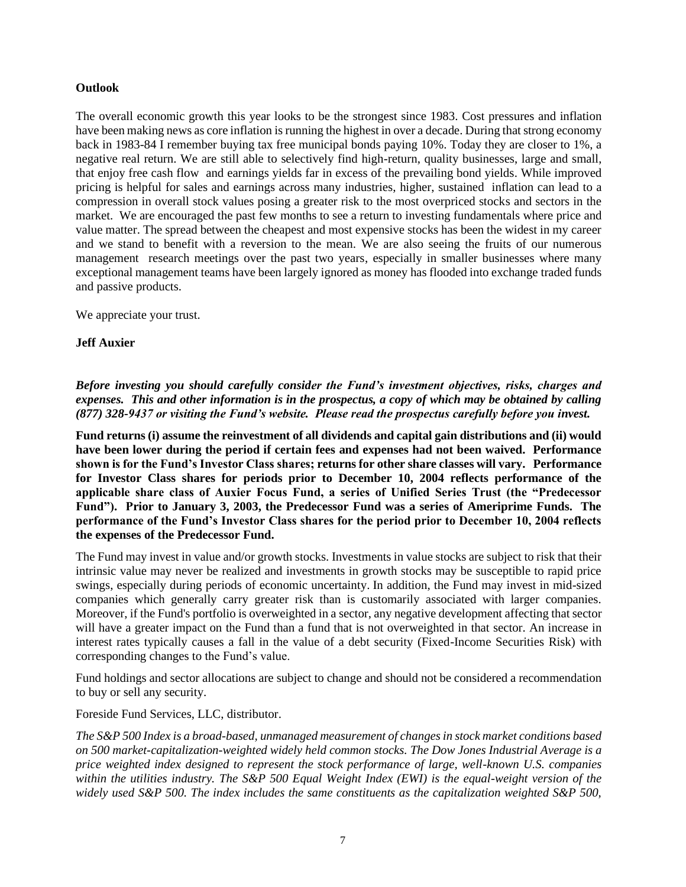**Outlook**

The overall economic growth this year looks to be the strongest since 1983. Cost pressures and inflation have been making news as core inflation is running the highest in over a decade. During that strong economy back in 1983-84 I remember buying tax free municipal bonds paying 10%. Today they are closer to 1%, a negative real return. We are still able to selectively find high-return, quality businesses, large and small, that enjoy free cash flow and earnings yields far in excess of the prevailing bond yields. While improved pricing is helpful for sales and earnings across many industries, higher, sustained inflation can lead to a compression in overall stock values posing a greater risk to the most overpriced stocks and sectors in the market. We are encouraged the past few months to see a return to investing fundamentals where price and value matter. The spread between the cheapest and most expensive stocks has been the widest in my career and we stand to benefit with a reversion to the mean. We are also seeing the fruits of our numerous management research meetings over the past two years, especially in smaller businesses where many exceptional management teams have been largely ignored as money has flooded into exchange traded funds and passive products.

We appreciate your trust.

**Jeff Auxier**

***Before investing you should carefully consider the Fund's investment objectives, risks, charges and expenses. This and other information is in the prospectus, a copy of which may be obtained by calling (877) 328-9437 or visiting the Fund's website. Please read the prospectus carefully before you invest.***

**Fund returns (i) assume the reinvestment of all dividends and capital gain distributions and (ii) would have been lower during the period if certain fees and expenses had not been waived. Performance shown is for the Fund's Investor Class shares; returns for other share classes will vary. Performance for Investor Class shares for periods prior to December 10, 2004 reflects performance of the applicable share class of Auxier Focus Fund, a series of Unified Series Trust (the "Predecessor Fund"). Prior to January 3, 2003, the Predecessor Fund was a series of Ameriprime Funds. The performance of the Fund's Investor Class shares for the period prior to December 10, 2004 reflects the expenses of the Predecessor Fund.**

The Fund may invest in value and/or growth stocks. Investments in value stocks are subject to risk that their intrinsic value may never be realized and investments in growth stocks may be susceptible to rapid price swings, especially during periods of economic uncertainty. In addition, the Fund may invest in mid-sized companies which generally carry greater risk than is customarily associated with larger companies. Moreover, if the Fund's portfolio is overweighted in a sector, any negative development affecting that sector will have a greater impact on the Fund than a fund that is not overweighted in that sector. An increase in interest rates typically causes a fall in the value of a debt security (Fixed-Income Securities Risk) with corresponding changes to the Fund's value.

Fund holdings and sector allocations are subject to change and should not be considered a recommendation to buy or sell any security.

Foreside Fund Services, LLC, distributor.

*The S&P 500 Index is a broad-based, unmanaged measurement of changes in stock market conditions based on 500 market-capitalization-weighted widely held common stocks. The Dow Jones Industrial Average is a price weighted index designed to represent the stock performance of large, well-known U.S. companies within the utilities industry. The S&P 500 Equal Weight Index (EWI) is the equal-weight version of the widely used S&P 500. The index includes the same constituents as the capitalization weighted S&P 500,*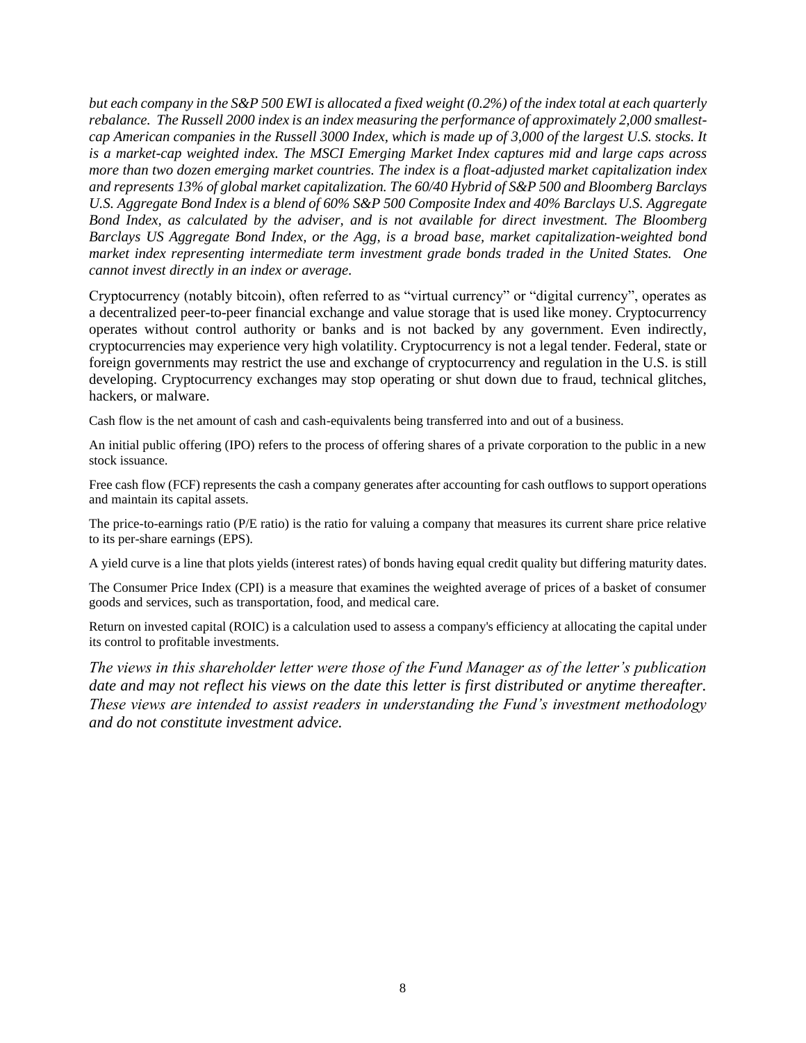*but each company in the S&P 500 EWI is allocated a fixed weight (0.2%) of the index total at each quarterly rebalance. The Russell 2000 index is an index measuring the performance of approximately 2,000 smallest-cap American companies in the Russell 3000 Index, which is made up of 3,000 of the largest U.S. stocks. It is a market-cap weighted index. The MSCI Emerging Market Index captures mid and large caps across more than two dozen emerging market countries. The index is a float-adjusted market capitalization index and represents 13% of global market capitalization. The 60/40 Hybrid of S&P 500 and Bloomberg Barclays U.S. Aggregate Bond Index is a blend of 60% S&P 500 Composite Index and 40% Barclays U.S. Aggregate Bond Index, as calculated by the adviser, and is not available for direct investment. The Bloomberg Barclays US Aggregate Bond Index, or the Agg, is a broad base, market capitalization-weighted bond market index representing intermediate term investment grade bonds traded in the United States. One cannot invest directly in an index or average.*

Cryptocurrency (notably bitcoin), often referred to as "virtual currency" or "digital currency", operates as a decentralized peer-to-peer financial exchange and value storage that is used like money. Cryptocurrency operates without control authority or banks and is not backed by any government. Even indirectly, cryptocurrencies may experience very high volatility. Cryptocurrency is not a legal tender. Federal, state or foreign governments may restrict the use and exchange of cryptocurrency and regulation in the U.S. is still developing. Cryptocurrency exchanges may stop operating or shut down due to fraud, technical glitches, hackers, or malware.

Cash flow is the net amount of cash and cash-equivalents being transferred into and out of a business.

An initial public offering (IPO) refers to the process of offering shares of a private corporation to the public in a new stock issuance.

Free cash flow (FCF) represents the cash a company generates after accounting for cash outflows to support operations and maintain its capital assets.

The price-to-earnings ratio (P/E ratio) is the ratio for valuing a company that measures its current share price relative to its per-share earnings (EPS).

A yield curve is a line that plots yields (interest rates) of bonds having equal credit quality but differing maturity dates.

The Consumer Price Index (CPI) is a measure that examines the weighted average of prices of a basket of consumer goods and services, such as transportation, food, and medical care.

Return on invested capital (ROIC) is a calculation used to assess a company's efficiency at allocating the capital under its control to profitable investments.

*The views in this shareholder letter were those of the Fund Manager as of the letter's publication date and may not reflect his views on the date this letter is first distributed or anytime thereafter. These views are intended to assist readers in understanding the Fund's investment methodology and do not constitute investment advice.*